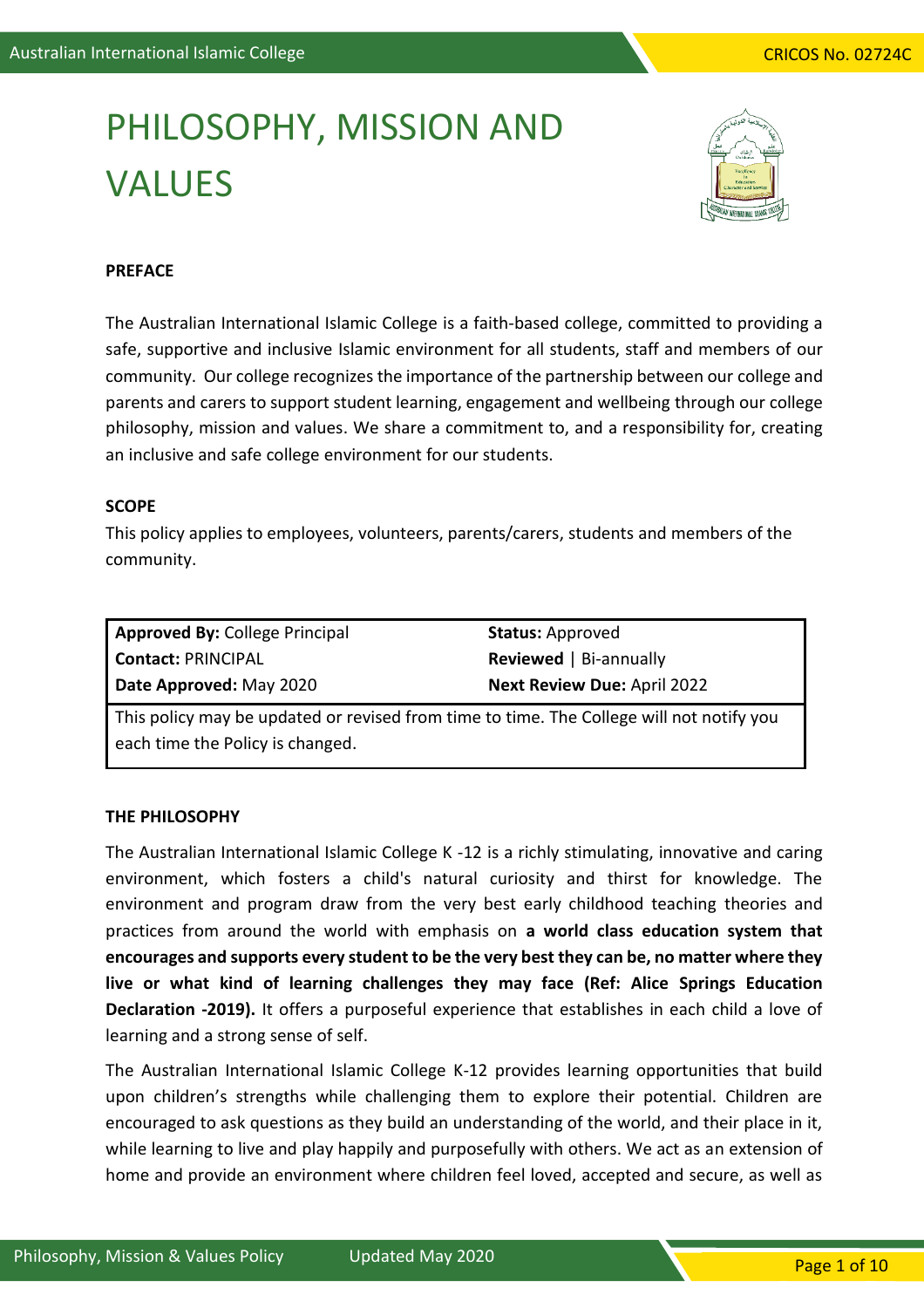# PHILOSOPHY, MISSION AND VALUES

**PREFACE**

The Australian International Islamic College is a faith-based college, committed to providing a safe, supportive and inclusive Islamic environment for all students, staff and members of our community. Our college recognizes the importance of the partnership between our college and parents and carers to support student learning, engagement and wellbeing through our college philosophy, mission and values. We share a commitment to, and a responsibility for, creating an inclusive and safe college environment for our students.

**SCOPE**

This policy applies to employees, volunteers, parents/carers, students and members of the community.

| | |
|---|---|
| **Approved By:** College Principal | **Status:** Approved |
| **Contact:** PRINCIPAL | **Reviewed** \| Bi-annually |
| **Date Approved:** May 2020 | **Next Review Due:** April 2022 |
| This policy may be updated or revised from time to time. The College will not notify you each time the Policy is changed. | |

**THE PHILOSOPHY**

The Australian International Islamic College K -12 is a richly stimulating, innovative and caring environment, which fosters a child's natural curiosity and thirst for knowledge. The environment and program draw from the very best early childhood teaching theories and practices from around the world with emphasis on **a world class education system that encourages and supports every student to be the very best they can be, no matter where they live or what kind of learning challenges they may face (Ref: Alice Springs Education Declaration -2019).** It offers a purposeful experience that establishes in each child a love of learning and a strong sense of self.

The Australian International Islamic College K-12 provides learning opportunities that build upon children's strengths while challenging them to explore their potential. Children are encouraged to ask questions as they build an understanding of the world, and their place in it, while learning to live and play happily and purposefully with others. We act as an extension of home and provide an environment where children feel loved, accepted and secure, as well as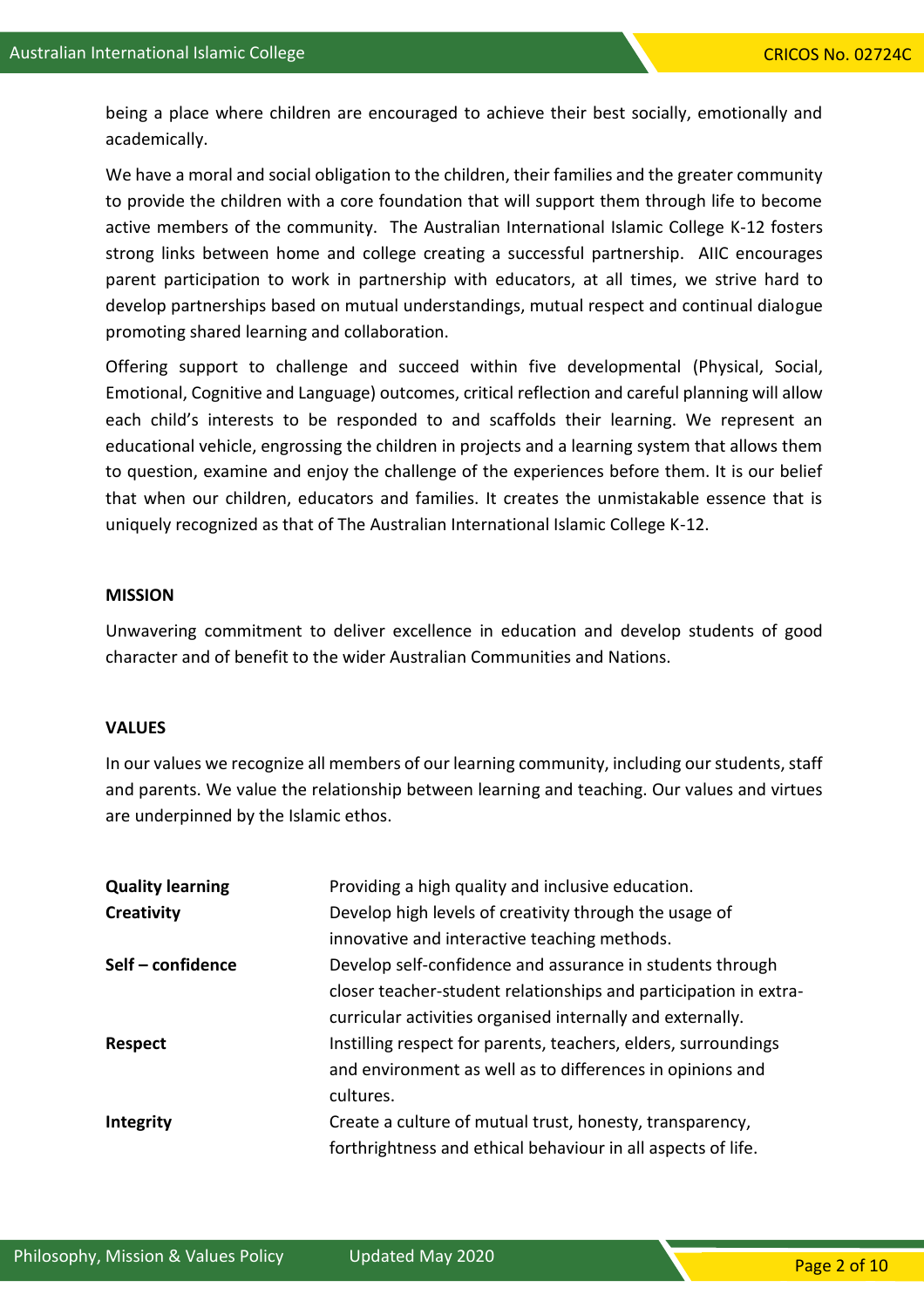being a place where children are encouraged to achieve their best socially, emotionally and academically.

We have a moral and social obligation to the children, their families and the greater community to provide the children with a core foundation that will support them through life to become active members of the community. The Australian International Islamic College K-12 fosters strong links between home and college creating a successful partnership. AIIC encourages parent participation to work in partnership with educators, at all times, we strive hard to develop partnerships based on mutual understandings, mutual respect and continual dialogue promoting shared learning and collaboration.

Offering support to challenge and succeed within five developmental (Physical, Social, Emotional, Cognitive and Language) outcomes, critical reflection and careful planning will allow each child's interests to be responded to and scaffolds their learning. We represent an educational vehicle, engrossing the children in projects and a learning system that allows them to question, examine and enjoy the challenge of the experiences before them. It is our belief that when our children, educators and families. It creates the unmistakable essence that is uniquely recognized as that of The Australian International Islamic College K-12.

**MISSION**

Unwavering commitment to deliver excellence in education and develop students of good character and of benefit to the wider Australian Communities and Nations.

**VALUES**

In our values we recognize all members of our learning community, including our students, staff and parents. We value the relationship between learning and teaching. Our values and virtues are underpinned by the Islamic ethos.

| | |
|---|---|
| **Quality learning** | Providing a high quality and inclusive education. |
| **Creativity** | Develop high levels of creativity through the usage of innovative and interactive teaching methods. |
| **Self – confidence** | Develop self-confidence and assurance in students through closer teacher-student relationships and participation in extra-curricular activities organised internally and externally. |
| **Respect** | Instilling respect for parents, teachers, elders, surroundings and environment as well as to differences in opinions and cultures. |
| **Integrity** | Create a culture of mutual trust, honesty, transparency, forthrightness and ethical behaviour in all aspects of life. |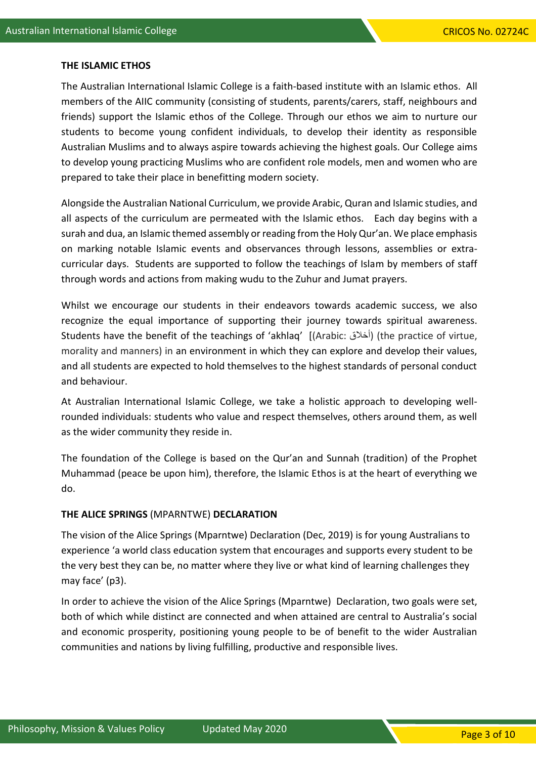**THE ISLAMIC ETHOS**

The Australian International Islamic College is a faith-based institute with an Islamic ethos. All members of the AIIC community (consisting of students, parents/carers, staff, neighbours and friends) support the Islamic ethos of the College. Through our ethos we aim to nurture our students to become young confident individuals, to develop their identity as responsible Australian Muslims and to always aspire towards achieving the highest goals. Our College aims to develop young practicing Muslims who are confident role models, men and women who are prepared to take their place in benefitting modern society.

Alongside the Australian National Curriculum, we provide Arabic, Quran and Islamic studies, and all aspects of the curriculum are permeated with the Islamic ethos. Each day begins with a surah and dua, an Islamic themed assembly or reading from the Holy Qur'an. We place emphasis on marking notable Islamic events and observances through lessons, assemblies or extra-curricular days. Students are supported to follow the teachings of Islam by members of staff through words and actions from making wudu to the Zuhur and Jumat prayers.

Whilst we encourage our students in their endeavors towards academic success, we also recognize the equal importance of supporting their journey towards spiritual awareness. Students have the benefit of the teachings of 'akhlaq' [(Arabic: أخلاق) (the practice of virtue, morality and manners) in an environment in which they can explore and develop their values, and all students are expected to hold themselves to the highest standards of personal conduct and behaviour.

At Australian International Islamic College, we take a holistic approach to developing well-rounded individuals: students who value and respect themselves, others around them, as well as the wider community they reside in.

The foundation of the College is based on the Qur'an and Sunnah (tradition) of the Prophet Muhammad (peace be upon him), therefore, the Islamic Ethos is at the heart of everything we do.

**THE ALICE SPRINGS** (MPARNTWE) **DECLARATION**

The vision of the Alice Springs (Mparntwe) Declaration (Dec, 2019) is for young Australians to experience 'a world class education system that encourages and supports every student to be the very best they can be, no matter where they live or what kind of learning challenges they may face' (p3).

In order to achieve the vision of the Alice Springs (Mparntwe) Declaration, two goals were set, both of which while distinct are connected and when attained are central to Australia's social and economic prosperity, positioning young people to be of benefit to the wider Australian communities and nations by living fulfilling, productive and responsible lives.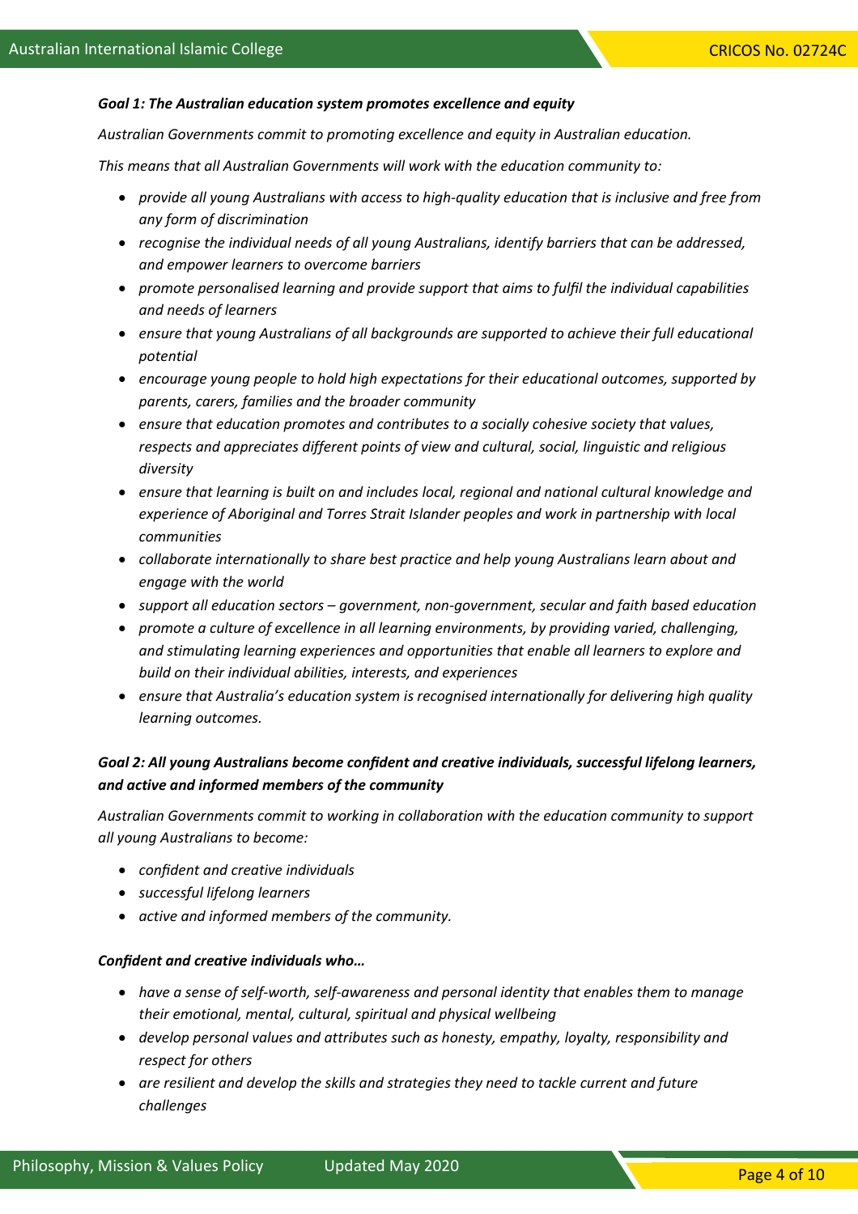***Goal 1: The Australian education system promotes excellence and equity***

*Australian Governments commit to promoting excellence and equity in Australian education.*

*This means that all Australian Governments will work with the education community to:*

- *provide all young Australians with access to high-quality education that is inclusive and free from any form of discrimination*
- *recognise the individual needs of all young Australians, identify barriers that can be addressed, and empower learners to overcome barriers*
- *promote personalised learning and provide support that aims to fulfil the individual capabilities and needs of learners*
- *ensure that young Australians of all backgrounds are supported to achieve their full educational potential*
- *encourage young people to hold high expectations for their educational outcomes, supported by parents, carers, families and the broader community*
- *ensure that education promotes and contributes to a socially cohesive society that values, respects and appreciates different points of view and cultural, social, linguistic and religious diversity*
- *ensure that learning is built on and includes local, regional and national cultural knowledge and experience of Aboriginal and Torres Strait Islander peoples and work in partnership with local communities*
- *collaborate internationally to share best practice and help young Australians learn about and engage with the world*
- *support all education sectors – government, non-government, secular and faith based education*
- *promote a culture of excellence in all learning environments, by providing varied, challenging, and stimulating learning experiences and opportunities that enable all learners to explore and build on their individual abilities, interests, and experiences*
- *ensure that Australia's education system is recognised internationally for delivering high quality learning outcomes.*

***Goal 2: All young Australians become confident and creative individuals, successful lifelong learners, and active and informed members of the community***

*Australian Governments commit to working in collaboration with the education community to support all young Australians to become:*

- *confident and creative individuals*
- *successful lifelong learners*
- *active and informed members of the community.*

***Confident and creative individuals who…***

- *have a sense of self-worth, self-awareness and personal identity that enables them to manage their emotional, mental, cultural, spiritual and physical wellbeing*
- *develop personal values and attributes such as honesty, empathy, loyalty, responsibility and respect for others*
- *are resilient and develop the skills and strategies they need to tackle current and future challenges*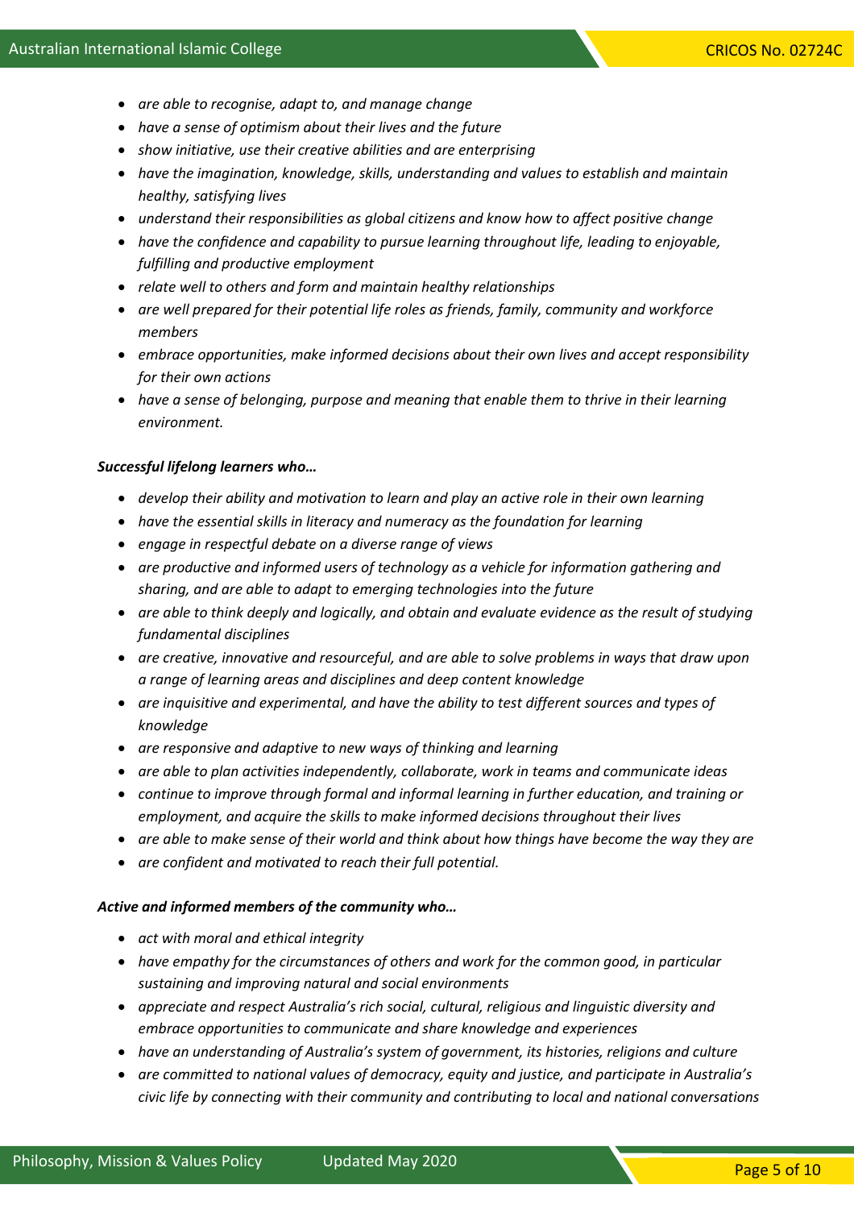- *are able to recognise, adapt to, and manage change*
- *have a sense of optimism about their lives and the future*
- *show initiative, use their creative abilities and are enterprising*
- *have the imagination, knowledge, skills, understanding and values to establish and maintain healthy, satisfying lives*
- *understand their responsibilities as global citizens and know how to affect positive change*
- *have the confidence and capability to pursue learning throughout life, leading to enjoyable, fulfilling and productive employment*
- *relate well to others and form and maintain healthy relationships*
- *are well prepared for their potential life roles as friends, family, community and workforce members*
- *embrace opportunities, make informed decisions about their own lives and accept responsibility for their own actions*
- *have a sense of belonging, purpose and meaning that enable them to thrive in their learning environment.*

***Successful lifelong learners who…***

- *develop their ability and motivation to learn and play an active role in their own learning*
- *have the essential skills in literacy and numeracy as the foundation for learning*
- *engage in respectful debate on a diverse range of views*
- *are productive and informed users of technology as a vehicle for information gathering and sharing, and are able to adapt to emerging technologies into the future*
- *are able to think deeply and logically, and obtain and evaluate evidence as the result of studying fundamental disciplines*
- *are creative, innovative and resourceful, and are able to solve problems in ways that draw upon a range of learning areas and disciplines and deep content knowledge*
- *are inquisitive and experimental, and have the ability to test different sources and types of knowledge*
- *are responsive and adaptive to new ways of thinking and learning*
- *are able to plan activities independently, collaborate, work in teams and communicate ideas*
- *continue to improve through formal and informal learning in further education, and training or employment, and acquire the skills to make informed decisions throughout their lives*
- *are able to make sense of their world and think about how things have become the way they are*
- *are confident and motivated to reach their full potential.*

***Active and informed members of the community who…***

- *act with moral and ethical integrity*
- *have empathy for the circumstances of others and work for the common good, in particular sustaining and improving natural and social environments*
- *appreciate and respect Australia's rich social, cultural, religious and linguistic diversity and embrace opportunities to communicate and share knowledge and experiences*
- *have an understanding of Australia's system of government, its histories, religions and culture*
- *are committed to national values of democracy, equity and justice, and participate in Australia's civic life by connecting with their community and contributing to local and national conversations*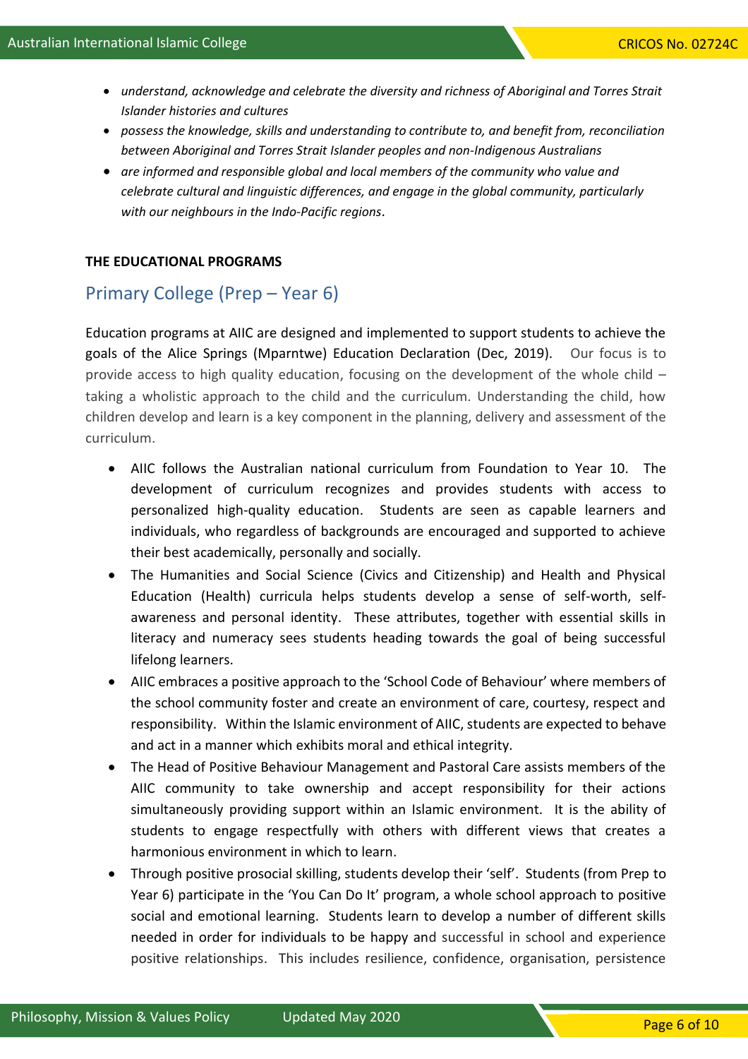- *understand, acknowledge and celebrate the diversity and richness of Aboriginal and Torres Strait Islander histories and cultures*
- *possess the knowledge, skills and understanding to contribute to, and benefit from, reconciliation between Aboriginal and Torres Strait Islander peoples and non-Indigenous Australians*
- *are informed and responsible global and local members of the community who value and celebrate cultural and linguistic differences, and engage in the global community, particularly with our neighbours in the Indo-Pacific regions*.

**THE EDUCATIONAL PROGRAMS**

## Primary College (Prep – Year 6)

Education programs at AIIC are designed and implemented to support students to achieve the goals of the Alice Springs (Mparntwe) Education Declaration (Dec, 2019). Our focus is to provide access to high quality education, focusing on the development of the whole child – taking a wholistic approach to the child and the curriculum. Understanding the child, how children develop and learn is a key component in the planning, delivery and assessment of the curriculum.

- AIIC follows the Australian national curriculum from Foundation to Year 10. The development of curriculum recognizes and provides students with access to personalized high-quality education. Students are seen as capable learners and individuals, who regardless of backgrounds are encouraged and supported to achieve their best academically, personally and socially.
- The Humanities and Social Science (Civics and Citizenship) and Health and Physical Education (Health) curricula helps students develop a sense of self-worth, self-awareness and personal identity. These attributes, together with essential skills in literacy and numeracy sees students heading towards the goal of being successful lifelong learners.
- AIIC embraces a positive approach to the 'School Code of Behaviour' where members of the school community foster and create an environment of care, courtesy, respect and responsibility. Within the Islamic environment of AIIC, students are expected to behave and act in a manner which exhibits moral and ethical integrity.
- The Head of Positive Behaviour Management and Pastoral Care assists members of the AIIC community to take ownership and accept responsibility for their actions simultaneously providing support within an Islamic environment. It is the ability of students to engage respectfully with others with different views that creates a harmonious environment in which to learn.
- Through positive prosocial skilling, students develop their 'self'. Students (from Prep to Year 6) participate in the 'You Can Do It' program, a whole school approach to positive social and emotional learning. Students learn to develop a number of different skills needed in order for individuals to be happy and successful in school and experience positive relationships. This includes resilience, confidence, organisation, persistence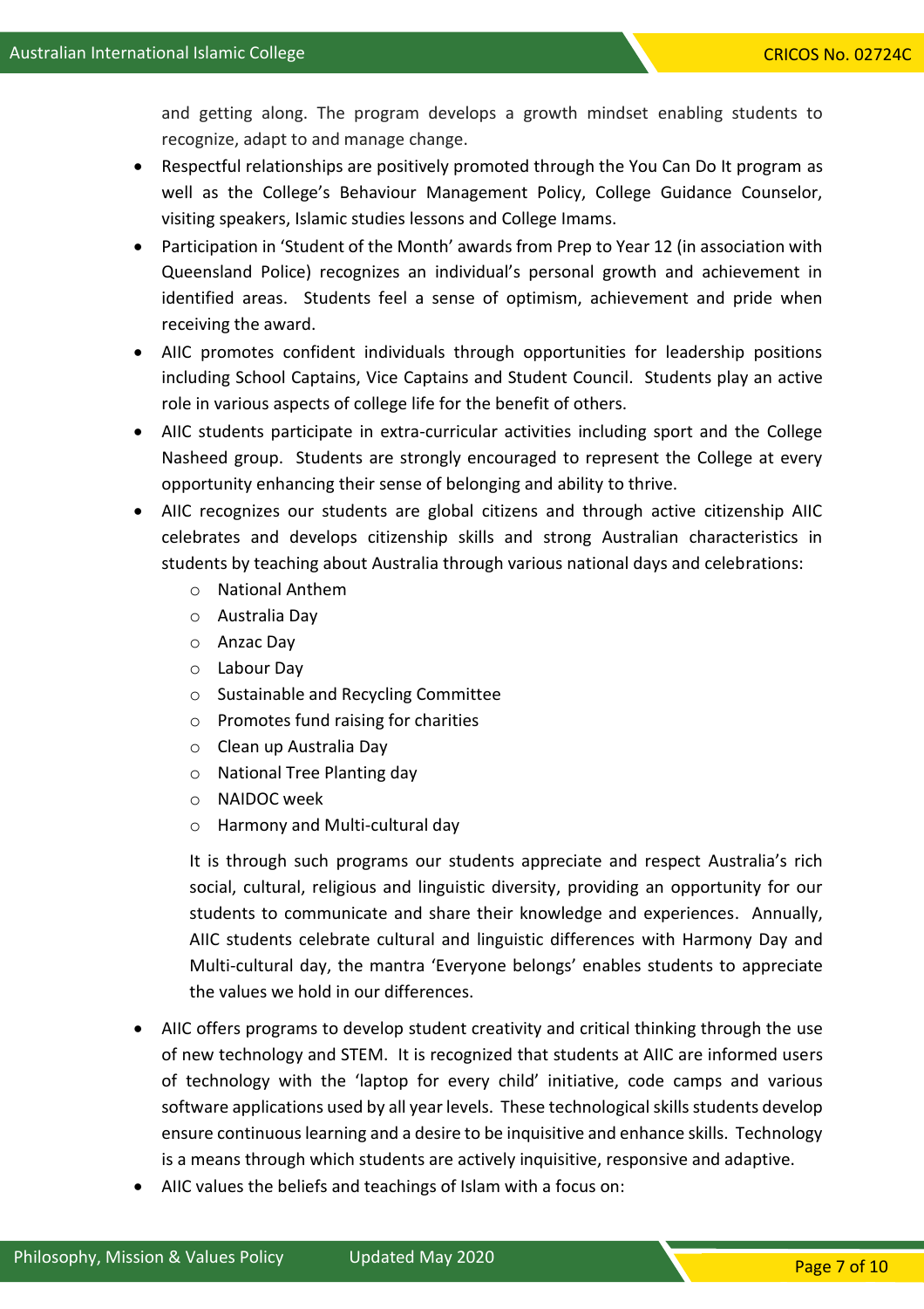and getting along. The program develops a growth mindset enabling students to recognize, adapt to and manage change.

- Respectful relationships are positively promoted through the You Can Do It program as well as the College's Behaviour Management Policy, College Guidance Counselor, visiting speakers, Islamic studies lessons and College Imams.
- Participation in 'Student of the Month' awards from Prep to Year 12 (in association with Queensland Police) recognizes an individual's personal growth and achievement in identified areas. Students feel a sense of optimism, achievement and pride when receiving the award.
- AIIC promotes confident individuals through opportunities for leadership positions including School Captains, Vice Captains and Student Council. Students play an active role in various aspects of college life for the benefit of others.
- AIIC students participate in extra-curricular activities including sport and the College Nasheed group. Students are strongly encouraged to represent the College at every opportunity enhancing their sense of belonging and ability to thrive.
- AIIC recognizes our students are global citizens and through active citizenship AIIC celebrates and develops citizenship skills and strong Australian characteristics in students by teaching about Australia through various national days and celebrations:
    - National Anthem
    - Australia Day
    - Anzac Day
    - Labour Day
    - Sustainable and Recycling Committee
    - Promotes fund raising for charities
    - Clean up Australia Day
    - National Tree Planting day
    - NAIDOC week
    - Harmony and Multi-cultural day

  It is through such programs our students appreciate and respect Australia's rich social, cultural, religious and linguistic diversity, providing an opportunity for our students to communicate and share their knowledge and experiences. Annually, AIIC students celebrate cultural and linguistic differences with Harmony Day and Multi-cultural day, the mantra 'Everyone belongs' enables students to appreciate the values we hold in our differences.

- AIIC offers programs to develop student creativity and critical thinking through the use of new technology and STEM. It is recognized that students at AIIC are informed users of technology with the 'laptop for every child' initiative, code camps and various software applications used by all year levels. These technological skills students develop ensure continuous learning and a desire to be inquisitive and enhance skills. Technology is a means through which students are actively inquisitive, responsive and adaptive.
- AIIC values the beliefs and teachings of Islam with a focus on: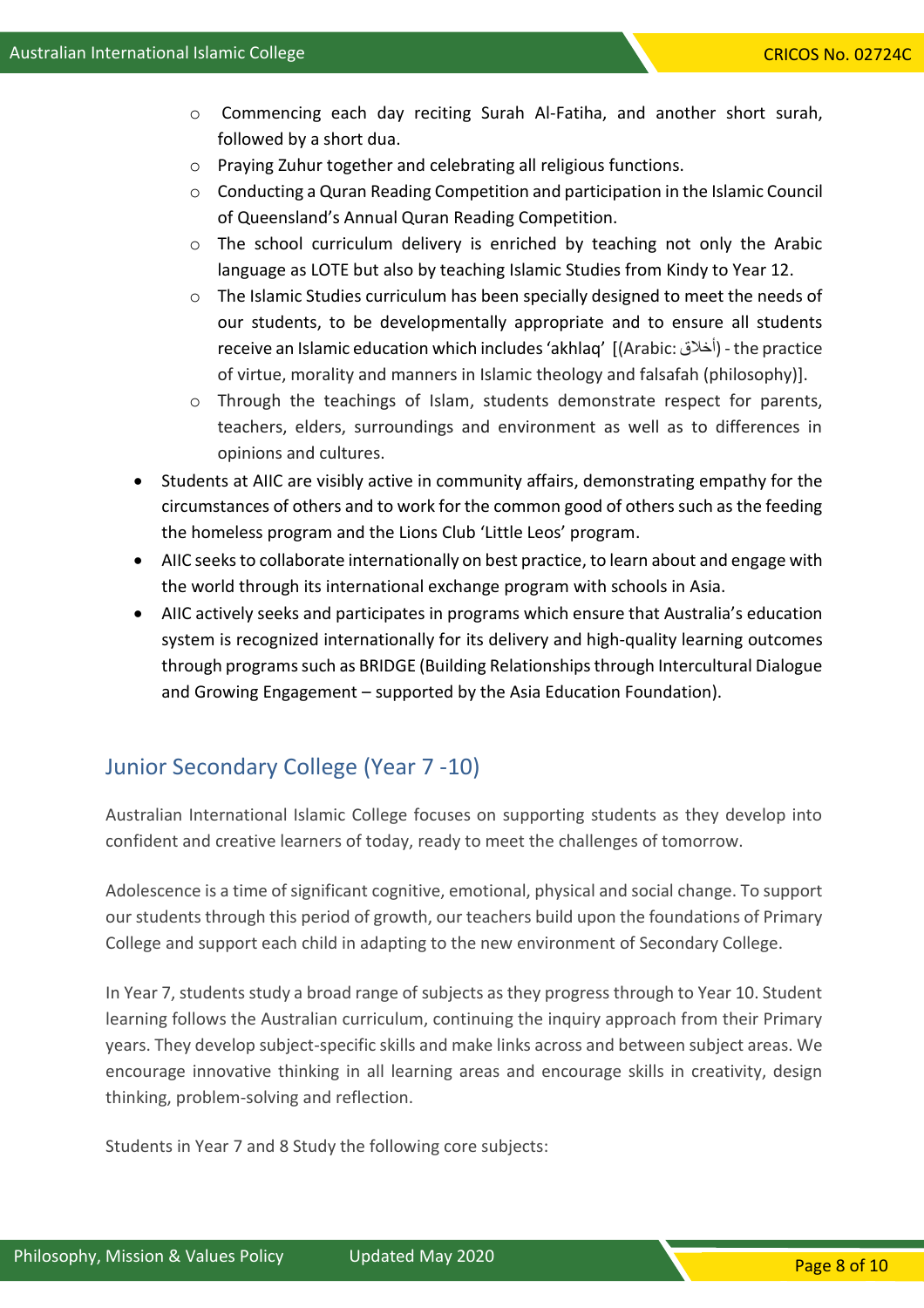- Commencing each day reciting Surah Al-Fatiha, and another short surah, followed by a short dua.
  - Praying Zuhur together and celebrating all religious functions.
  - Conducting a Quran Reading Competition and participation in the Islamic Council of Queensland's Annual Quran Reading Competition.
  - The school curriculum delivery is enriched by teaching not only the Arabic language as LOTE but also by teaching Islamic Studies from Kindy to Year 12.
  - The Islamic Studies curriculum has been specially designed to meet the needs of our students, to be developmentally appropriate and to ensure all students receive an Islamic education which includes 'akhlaq' [(Arabic: أخلاق) - the practice of virtue, morality and manners in Islamic theology and falsafah (philosophy)].
  - Through the teachings of Islam, students demonstrate respect for parents, teachers, elders, surroundings and environment as well as to differences in opinions and cultures.
- Students at AIIC are visibly active in community affairs, demonstrating empathy for the circumstances of others and to work for the common good of others such as the feeding the homeless program and the Lions Club 'Little Leos' program.
- AIIC seeks to collaborate internationally on best practice, to learn about and engage with the world through its international exchange program with schools in Asia.
- AIIC actively seeks and participates in programs which ensure that Australia's education system is recognized internationally for its delivery and high-quality learning outcomes through programs such as BRIDGE (Building Relationships through Intercultural Dialogue and Growing Engagement – supported by the Asia Education Foundation).

## Junior Secondary College (Year 7 -10)

Australian International Islamic College focuses on supporting students as they develop into confident and creative learners of today, ready to meet the challenges of tomorrow.

Adolescence is a time of significant cognitive, emotional, physical and social change. To support our students through this period of growth, our teachers build upon the foundations of Primary College and support each child in adapting to the new environment of Secondary College.

In Year 7, students study a broad range of subjects as they progress through to Year 10. Student learning follows the Australian curriculum, continuing the inquiry approach from their Primary years. They develop subject-specific skills and make links across and between subject areas. We encourage innovative thinking in all learning areas and encourage skills in creativity, design thinking, problem-solving and reflection.

Students in Year 7 and 8 Study the following core subjects: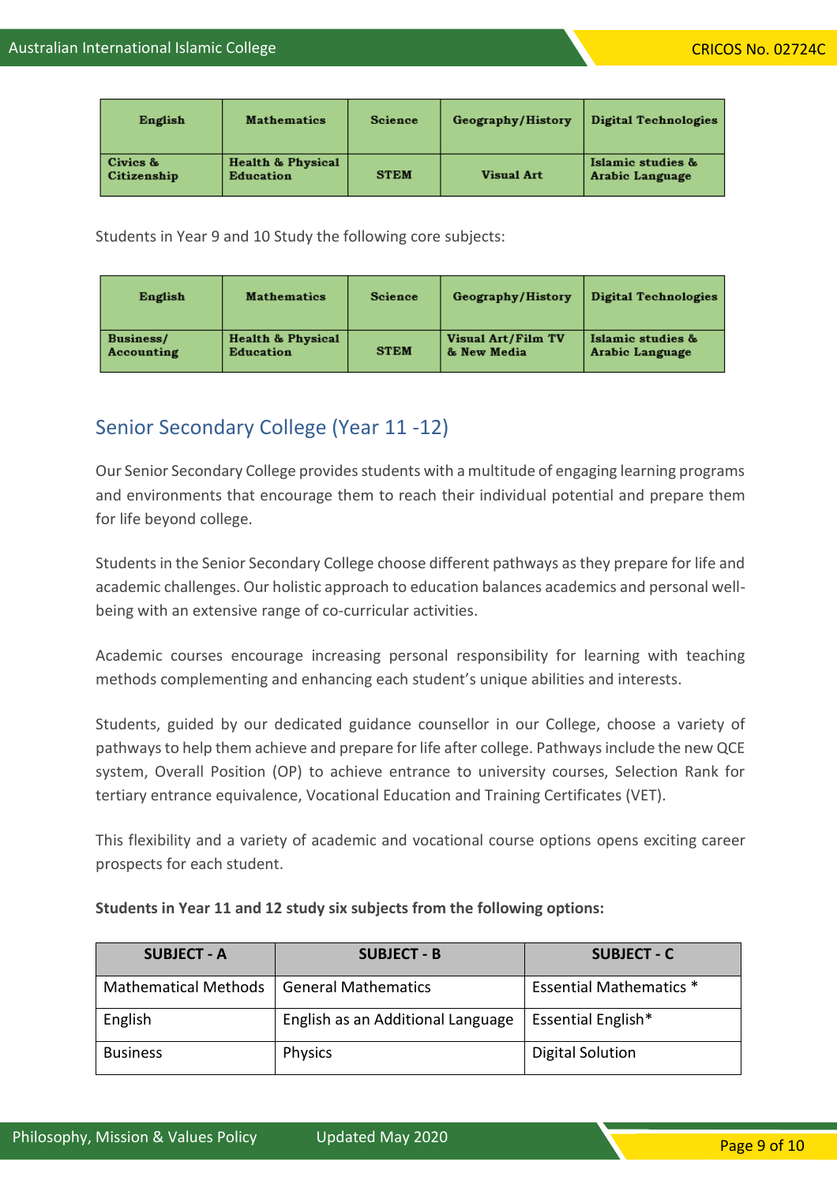| English | Mathematics | Science | Geography/History | Digital Technologies |
|---|---|---|---|---|
| Civics & Citizenship | Health & Physical Education | STEM | Visual Art | Islamic studies & Arabic Language |

Students in Year 9 and 10 Study the following core subjects:

| English | Mathematics | Science | Geography/History | Digital Technologies |
|---|---|---|---|---|
| Business/ Accounting | Health & Physical Education | STEM | Visual Art/Film TV & New Media | Islamic studies & Arabic Language |

## Senior Secondary College (Year 11 -12)

Our Senior Secondary College provides students with a multitude of engaging learning programs and environments that encourage them to reach their individual potential and prepare them for life beyond college.

Students in the Senior Secondary College choose different pathways as they prepare for life and academic challenges. Our holistic approach to education balances academics and personal well-being with an extensive range of co-curricular activities.

Academic courses encourage increasing personal responsibility for learning with teaching methods complementing and enhancing each student's unique abilities and interests.

Students, guided by our dedicated guidance counsellor in our College, choose a variety of pathways to help them achieve and prepare for life after college. Pathways include the new QCE system, Overall Position (OP) to achieve entrance to university courses, Selection Rank for tertiary entrance equivalence, Vocational Education and Training Certificates (VET).

This flexibility and a variety of academic and vocational course options opens exciting career prospects for each student.

**Students in Year 11 and 12 study six subjects from the following options:**

| SUBJECT - A | SUBJECT - B | SUBJECT - C |
|---|---|---|
| Mathematical Methods | General Mathematics | Essential Mathematics * |
| English | English as an Additional Language | Essential English* |
| Business | Physics | Digital Solution |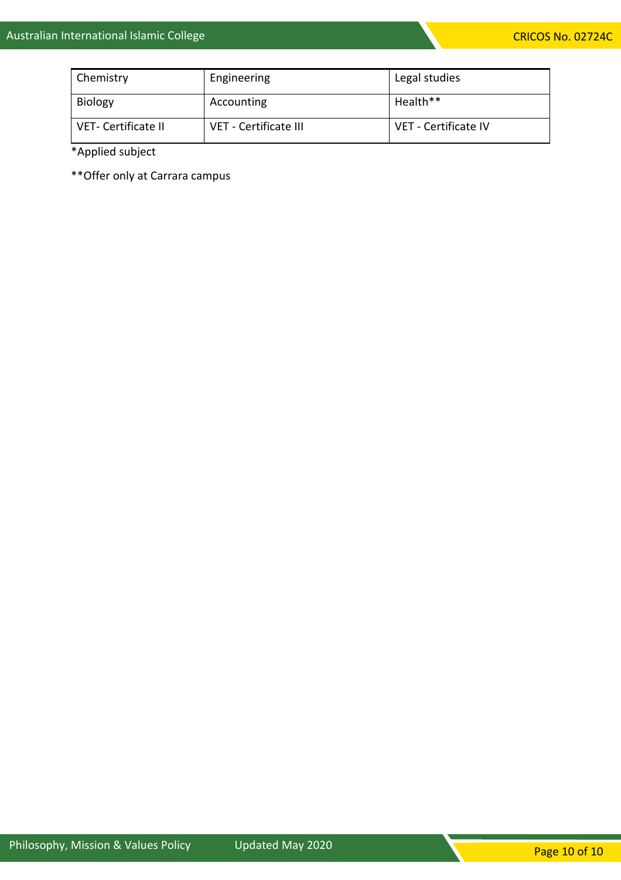| | | |
|---|---|---|
| Chemistry | Engineering | Legal studies |
| Biology | Accounting | Health** |
| VET- Certificate II | VET - Certificate III | VET - Certificate IV |

*Applied subject

**Offer only at Carrara campus